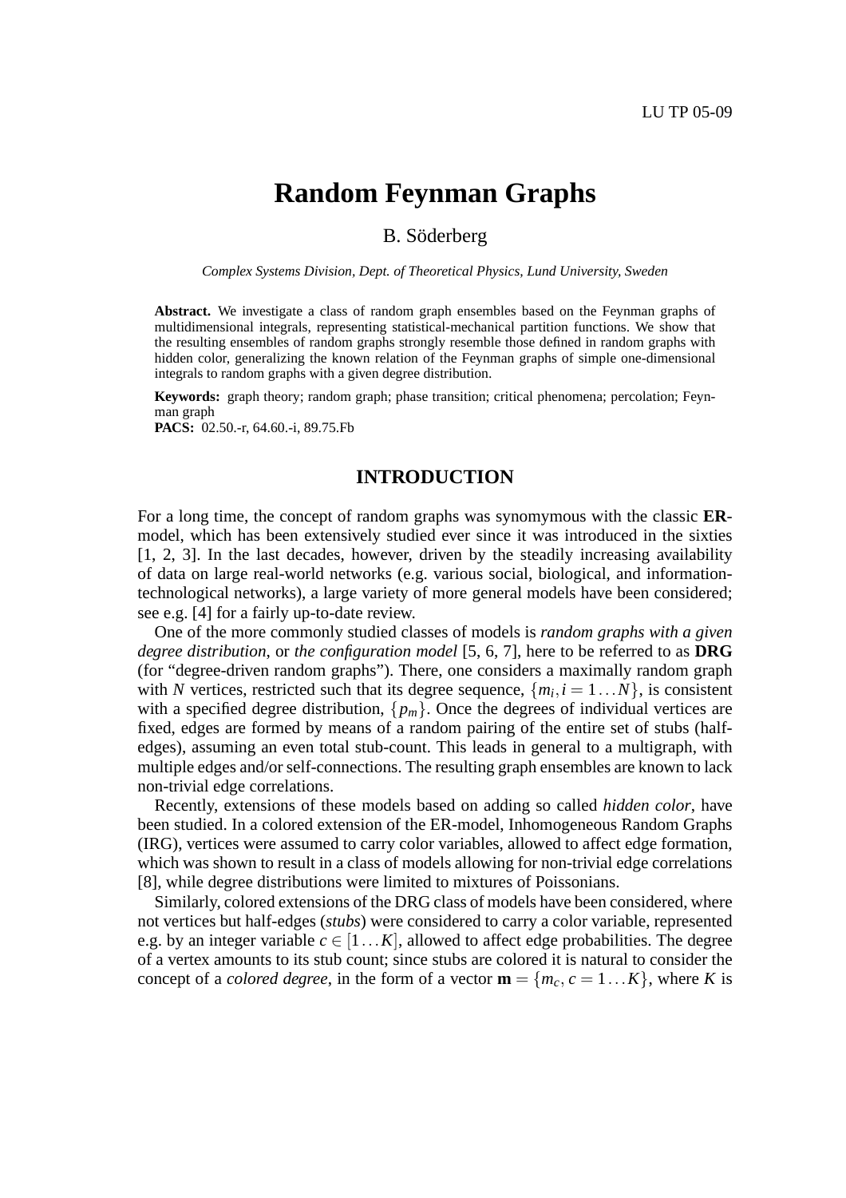LU TP 05-09

# Random Feynman Graphs

B. Söderberg

*Complex Systems Division, Dept. of Theoretical Physics, Lund University, Sweden*

**Abstract.** We investigate a class of random graph ensembles based on the Feynman graphs of multidimensional integrals, representing statistical-mechanical partition functions. We show that the resulting ensembles of random graphs strongly resemble those defined in random graphs with hidden color, generalizing the known relation of the Feynman graphs of simple one-dimensional integrals to random graphs with a given degree distribution.

**Keywords:** graph theory; random graph; phase transition; critical phenomena; percolation; Feynman graph

**PACS:** 02.50.-r, 64.60.-i, 89.75.Fb

## INTRODUCTION

For a long time, the concept of random graphs was synomymous with the classic **ER**-model, which has been extensively studied ever since it was introduced in the sixties [1, 2, 3]. In the last decades, however, driven by the steadily increasing availability of data on large real-world networks (e.g. various social, biological, and information-technological networks), a large variety of more general models have been considered; see e.g. [4] for a fairly up-to-date review.

One of the more commonly studied classes of models is *random graphs with a given degree distribution*, or *the configuration model* [5, 6, 7], here to be referred to as **DRG** (for "degree-driven random graphs"). There, one considers a maximally random graph with $N$ vertices, restricted such that its degree sequence, $\{m_i, i = 1 \dots N\}$, is consistent with a specified degree distribution, $\{p_m\}$. Once the degrees of individual vertices are fixed, edges are formed by means of a random pairing of the entire set of stubs (half-edges), assuming an even total stub-count. This leads in general to a multigraph, with multiple edges and/or self-connections. The resulting graph ensembles are known to lack non-trivial edge correlations.

Recently, extensions of these models based on adding so called *hidden color*, have been studied. In a colored extension of the ER-model, Inhomogeneous Random Graphs (IRG), vertices were assumed to carry color variables, allowed to affect edge formation, which was shown to result in a class of models allowing for non-trivial edge correlations [8], while degree distributions were limited to mixtures of Poissonians.

Similarly, colored extensions of the DRG class of models have been considered, where not vertices but half-edges (*stubs*) were considered to carry a color variable, represented e.g. by an integer variable $c \in [1 \dots K]$, allowed to affect edge probabilities. The degree of a vertex amounts to its stub count; since stubs are colored it is natural to consider the concept of a *colored degree*, in the form of a vector $\mathbf{m} = \{m_c, c = 1 \dots K\}$, where $K$ is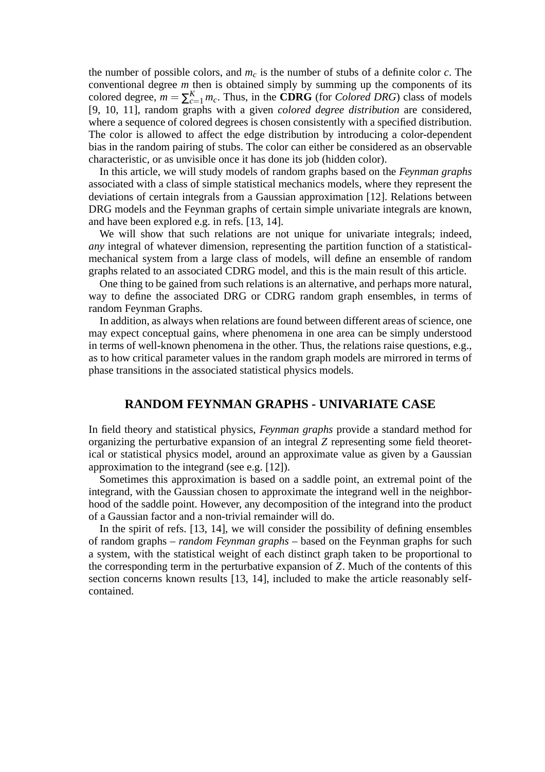the number of possible colors, and $m_c$ is the number of stubs of a definite color $c$. The conventional degree $m$ then is obtained simply by summing up the components of its colored degree, $m = \sum_{c=1}^{K} m_c$. Thus, in the **CDRG** (for *Colored DRG*) class of models [9, 10, 11], random graphs with a given *colored degree distribution* are considered, where a sequence of colored degrees is chosen consistently with a specified distribution. The color is allowed to affect the edge distribution by introducing a color-dependent bias in the random pairing of stubs. The color can either be considered as an observable characteristic, or as unvisible once it has done its job (hidden color).

In this article, we will study models of random graphs based on the *Feynman graphs* associated with a class of simple statistical mechanics models, where they represent the deviations of certain integrals from a Gaussian approximation [12]. Relations between DRG models and the Feynman graphs of certain simple univariate integrals are known, and have been explored e.g. in refs. [13, 14].

We will show that such relations are not unique for univariate integrals; indeed, *any* integral of whatever dimension, representing the partition function of a statistical-mechanical system from a large class of models, will define an ensemble of random graphs related to an associated CDRG model, and this is the main result of this article.

One thing to be gained from such relations is an alternative, and perhaps more natural, way to define the associated DRG or CDRG random graph ensembles, in terms of random Feynman Graphs.

In addition, as always when relations are found between different areas of science, one may expect conceptual gains, where phenomena in one area can be simply understood in terms of well-known phenomena in the other. Thus, the relations raise questions, e.g., as to how critical parameter values in the random graph models are mirrored in terms of phase transitions in the associated statistical physics models.

## RANDOM FEYNMAN GRAPHS - UNIVARIATE CASE

In field theory and statistical physics, *Feynman graphs* provide a standard method for organizing the perturbative expansion of an integral $Z$ representing some field theoretical or statistical physics model, around an approximate value as given by a Gaussian approximation to the integrand (see e.g. [12]).

Sometimes this approximation is based on a saddle point, an extremal point of the integrand, with the Gaussian chosen to approximate the integrand well in the neighborhood of the saddle point. However, any decomposition of the integrand into the product of a Gaussian factor and a non-trivial remainder will do.

In the spirit of refs. [13, 14], we will consider the possibility of defining ensembles of random graphs – *random Feynman graphs* – based on the Feynman graphs for such a system, with the statistical weight of each distinct graph taken to be proportional to the corresponding term in the perturbative expansion of $Z$. Much of the contents of this section concerns known results [13, 14], included to make the article reasonably self-contained.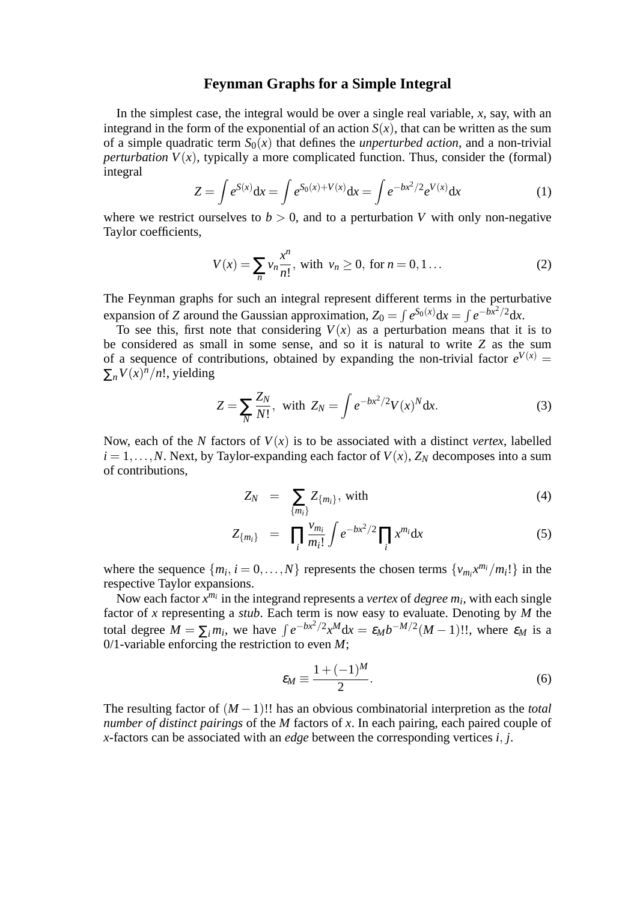# Feynman Graphs for a Simple Integral

In the simplest case, the integral would be over a single real variable, $x$, say, with an integrand in the form of the exponential of an action $S(x)$, that can be written as the sum of a simple quadratic term $S_0(x)$ that defines the *unperturbed action*, and a non-trivial *perturbation* $V(x)$, typically a more complicated function. Thus, consider the (formal) integral

$$Z = \int e^{S(x)} \mathrm{d}x = \int e^{S_0(x)+V(x)} \mathrm{d}x = \int e^{-bx^2/2} e^{V(x)} \mathrm{d}x \tag{1}$$

where we restrict ourselves to $b > 0$, and to a perturbation $V$ with only non-negative Taylor coefficients,

$$V(x) = \sum_n v_n \frac{x^n}{n!}, \text{ with } v_n \geq 0, \text{ for } n = 0, 1 \ldots \tag{2}$$

The Feynman graphs for such an integral represent different terms in the perturbative expansion of $Z$ around the Gaussian approximation, $Z_0 = \int e^{S_0(x)} \mathrm{d}x = \int e^{-bx^2/2} \mathrm{d}x$.

To see this, first note that considering $V(x)$ as a perturbation means that it is to be considered as small in some sense, and so it is natural to write $Z$ as the sum of a sequence of contributions, obtained by expanding the non-trivial factor $e^{V(x)} = \sum_n V(x)^n / n!$, yielding

$$Z = \sum_N \frac{Z_N}{N!}, \text{ with } Z_N = \int e^{-bx^2/2} V(x)^N \mathrm{d}x. \tag{3}$$

Now, each of the $N$ factors of $V(x)$ is to be associated with a distinct *vertex*, labelled $i = 1, \ldots, N$. Next, by Taylor-expanding each factor of $V(x)$, $Z_N$ decomposes into a sum of contributions,

$$Z_N = \sum_{\{m_i\}} Z_{\{m_i\}}, \text{ with} \tag{4}$$

$$Z_{\{m_i\}} = \prod_i \frac{v_{m_i}}{m_i!} \int e^{-bx^2/2} \prod_i x^{m_i} \mathrm{d}x \tag{5}$$

where the sequence $\{m_i, i = 0, \ldots, N\}$ represents the chosen terms $\{v_{m_i} x^{m_i} / m_i!\}$ in the respective Taylor expansions.

Now each factor $x^{m_i}$ in the integrand represents a *vertex* of *degree* $m_i$, with each single factor of $x$ representing a *stub*. Each term is now easy to evaluate. Denoting by $M$ the total degree $M = \sum_i m_i$, we have $\int e^{-bx^2/2} x^M \mathrm{d}x = \varepsilon_M b^{-M/2} (M-1)!!$, where $\varepsilon_M$ is a 0/1-variable enforcing the restriction to even $M$;

$$\varepsilon_M \equiv \frac{1 + (-1)^M}{2}. \tag{6}$$

The resulting factor of $(M-1)!!$ has an obvious combinatorial interpretion as the *total number of distinct pairings* of the $M$ factors of $x$. In each pairing, each paired couple of $x$-factors can be associated with an *edge* between the corresponding vertices $i, j$.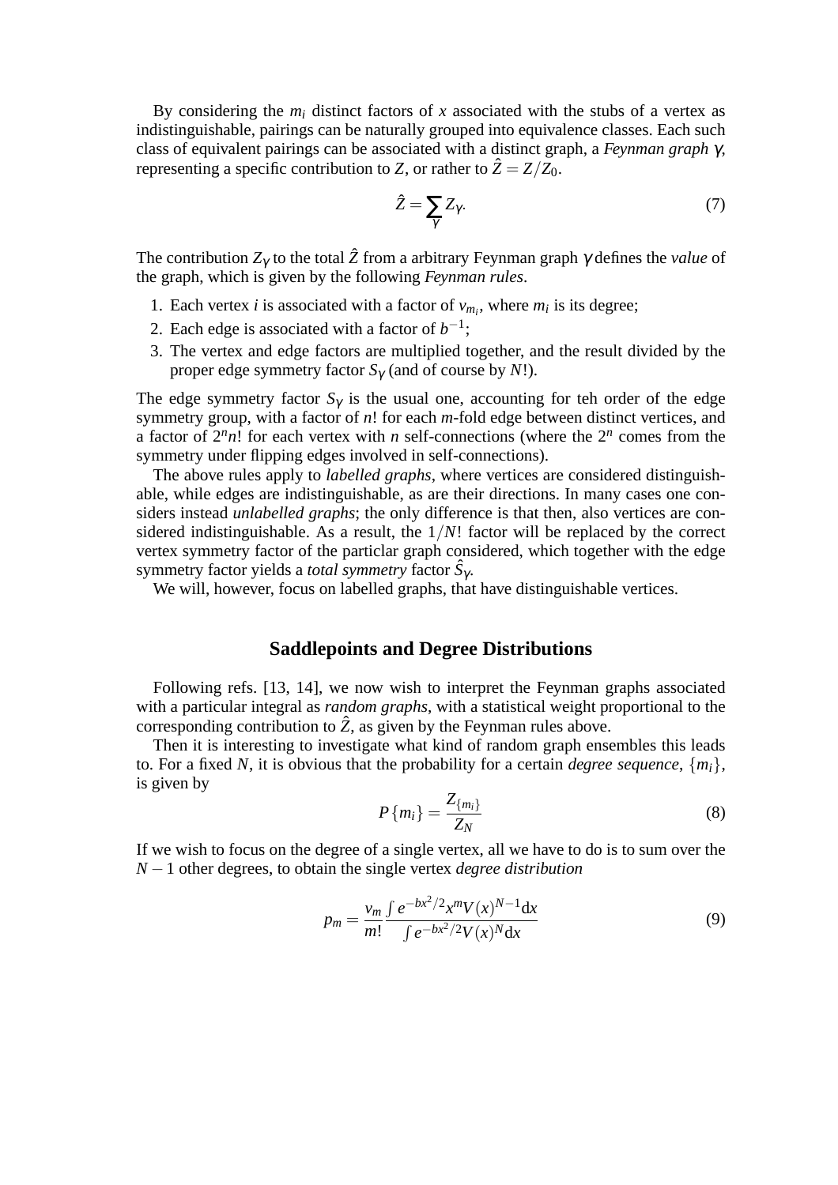By considering the $m_i$ distinct factors of $x$ associated with the stubs of a vertex as indistinguishable, pairings can be naturally grouped into equivalence classes. Each such class of equivalent pairings can be associated with a distinct graph, a *Feynman graph* $\gamma$, representing a specific contribution to $Z$, or rather to $\hat{Z} = Z/Z_0$.

$$\hat{Z} = \sum_{\gamma} Z_{\gamma}. \tag{7}$$

The contribution $Z_\gamma$ to the total $\hat{Z}$ from a arbitrary Feynman graph $\gamma$ defines the *value* of the graph, which is given by the following *Feynman rules*.

1. Each vertex $i$ is associated with a factor of $v_{m_i}$, where $m_i$ is its degree;
2. Each edge is associated with a factor of $b^{-1}$;
3. The vertex and edge factors are multiplied together, and the result divided by the proper edge symmetry factor $S_\gamma$ (and of course by $N!$).

The edge symmetry factor $S_\gamma$ is the usual one, accounting for teh order of the edge symmetry group, with a factor of $n!$ for each $m$-fold edge between distinct vertices, and a factor of $2^n n!$ for each vertex with $n$ self-connections (where the $2^n$ comes from the symmetry under flipping edges involved in self-connections).

The above rules apply to *labelled graphs*, where vertices are considered distinguishable, while edges are indistinguishable, as are their directions. In many cases one considers instead *unlabelled graphs*; the only difference is that then, also vertices are considered indistinguishable. As a result, the $1/N!$ factor will be replaced by the correct vertex symmetry factor of the particlar graph considered, which together with the edge symmetry factor yields a *total symmetry* factor $\hat{S}_\gamma$.

We will, however, focus on labelled graphs, that have distinguishable vertices.

## Saddlepoints and Degree Distributions

Following refs. [13, 14], we now wish to interpret the Feynman graphs associated with a particular integral as *random graphs*, with a statistical weight proportional to the corresponding contribution to $\hat{Z}$, as given by the Feynman rules above.

Then it is interesting to investigate what kind of random graph ensembles this leads to. For a fixed $N$, it is obvious that the probability for a certain *degree sequence*, $\{m_i\}$, is given by

$$P\{m_i\} = \frac{Z_{\{m_i\}}}{Z_N} \tag{8}$$

If we wish to focus on the degree of a single vertex, all we have to do is to sum over the $N-1$ other degrees, to obtain the single vertex *degree distribution*

$$p_m = \frac{v_m}{m!} \frac{\int e^{-bx^2/2} x^m V(x)^{N-1} \mathrm{d}x}{\int e^{-bx^2/2} V(x)^N \mathrm{d}x} \tag{9}$$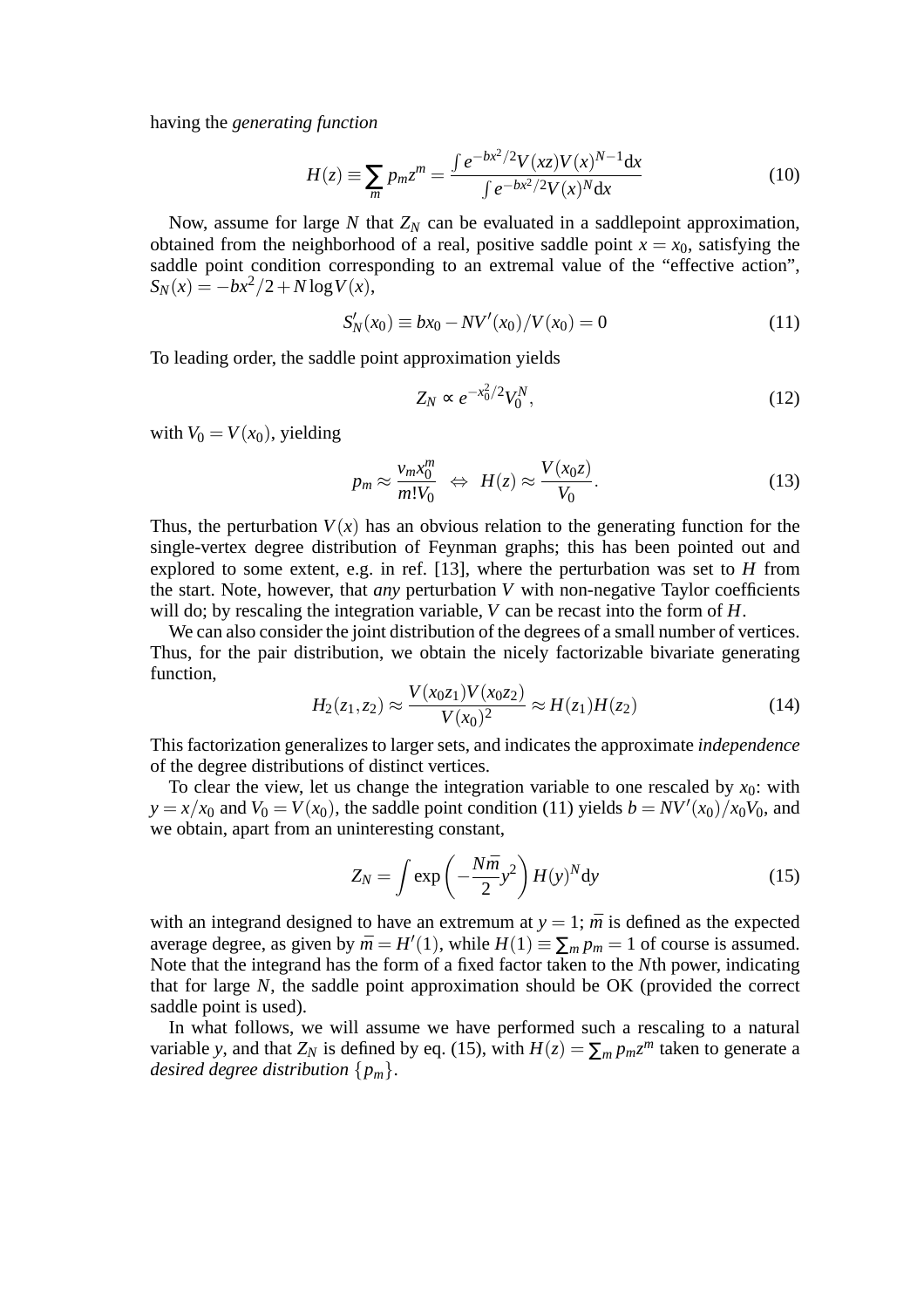having the *generating function*

$$H(z) \equiv \sum_m p_m z^m = \frac{\int e^{-bx^2/2} V(xz) V(x)^{N-1} \mathrm{d}x}{\int e^{-bx^2/2} V(x)^N \mathrm{d}x} \tag{10}$$

Now, assume for large $N$ that $Z_N$ can be evaluated in a saddlepoint approximation, obtained from the neighborhood of a real, positive saddle point $x = x_0$, satisfying the saddle point condition corresponding to an extremal value of the "effective action", $S_N(x) = -bx^2/2 + N \log V(x)$,

$$S_N'(x_0) \equiv bx_0 - NV'(x_0)/V(x_0) = 0 \tag{11}$$

To leading order, the saddle point approximation yields

$$Z_N \propto e^{-x_0^2/2} V_0^N, \tag{12}$$

with $V_0 = V(x_0)$, yielding

$$p_m \approx \frac{v_m x_0^m}{m! V_0} \;\; \Leftrightarrow \;\; H(z) \approx \frac{V(x_0 z)}{V_0}. \tag{13}$$

Thus, the perturbation $V(x)$ has an obvious relation to the generating function for the single-vertex degree distribution of Feynman graphs; this has been pointed out and explored to some extent, e.g. in ref. [13], where the perturbation was set to $H$ from the start. Note, however, that *any* perturbation $V$ with non-negative Taylor coefficients will do; by rescaling the integration variable, $V$ can be recast into the form of $H$.

We can also consider the joint distribution of the degrees of a small number of vertices. Thus, for the pair distribution, we obtain the nicely factorizable bivariate generating function,

$$H_2(z_1, z_2) \approx \frac{V(x_0 z_1) V(x_0 z_2)}{V(x_0)^2} \approx H(z_1) H(z_2) \tag{14}$$

This factorization generalizes to larger sets, and indicates the approximate *independence* of the degree distributions of distinct vertices.

To clear the view, let us change the integration variable to one rescaled by $x_0$: with $y = x/x_0$ and $V_0 = V(x_0)$, the saddle point condition (11) yields $b = NV'(x_0)/x_0 V_0$, and we obtain, apart from an uninteresting constant,

$$Z_N = \int \exp\left(-\frac{N\bar{m}}{2} y^2\right) H(y)^N \mathrm{d}y \tag{15}$$

with an integrand designed to have an extremum at $y = 1$; $\bar{m}$ is defined as the expected average degree, as given by $\bar{m} = H'(1)$, while $H(1) \equiv \sum_m p_m = 1$ of course is assumed. Note that the integrand has the form of a fixed factor taken to the $N$th power, indicating that for large $N$, the saddle point approximation should be OK (provided the correct saddle point is used).

In what follows, we will assume we have performed such a rescaling to a natural variable $y$, and that $Z_N$ is defined by eq. (15), with $H(z) = \sum_m p_m z^m$ taken to generate a *desired degree distribution* $\{p_m\}$.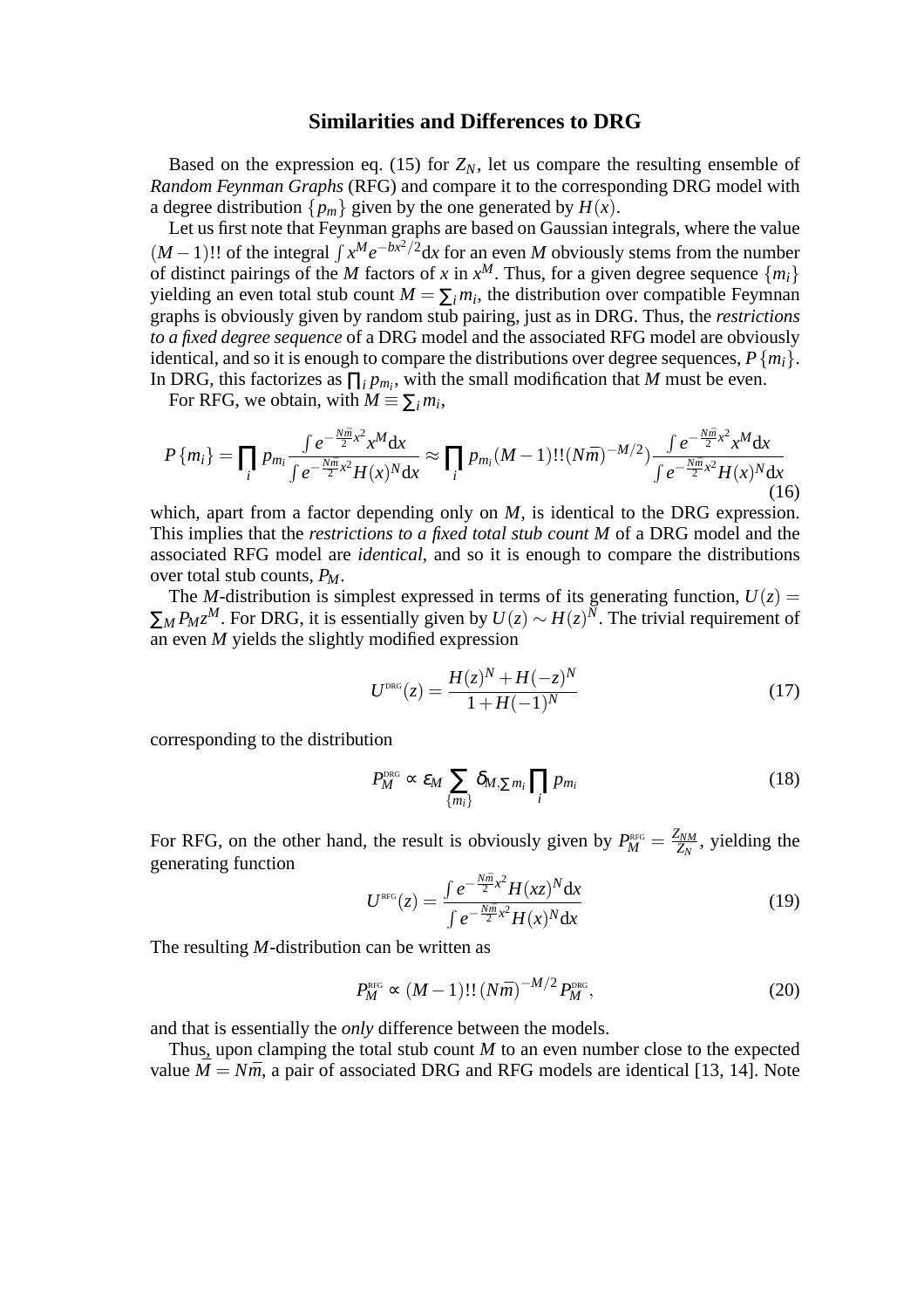## Similarities and Differences to DRG

Based on the expression eq. (15) for $Z_N$, let us compare the resulting ensemble of *Random Feynman Graphs* (RFG) and compare it to the corresponding DRG model with a degree distribution $\{p_m\}$ given by the one generated by $H(x)$.

Let us first note that Feynman graphs are based on Gaussian integrals, where the value $(M-1)!!$ of the integral $\int x^M e^{-bx^2/2}\mathrm{d}x$ for an even $M$ obviously stems from the number of distinct pairings of the $M$ factors of $x$ in $x^M$. Thus, for a given degree sequence $\{m_i\}$ yielding an even total stub count $M = \sum_i m_i$, the distribution over compatible Feynman graphs is obviously given by random stub pairing, just as in DRG. Thus, the *restrictions to a fixed degree sequence* of a DRG model and the associated RFG model are obviously identical, and so it is enough to compare the distributions over degree sequences, $P\{m_i\}$. In DRG, this factorizes as $\prod_i p_{m_i}$, with the small modification that $M$ must be even.

For RFG, we obtain, with $M \equiv \sum_i m_i$,

$$P\{m_i\} = \prod_i p_{m_i} \frac{\int e^{-\frac{N\bar{m}}{2}x^2} x^M \mathrm{d}x}{\int e^{-\frac{N\bar{m}}{2}x^2} H(x)^N \mathrm{d}x} \approx \prod_i p_{m_i} (M-1)!!(N\bar{m})^{-M/2}) \frac{\int e^{-\frac{N\bar{m}}{2}x^2} x^M \mathrm{d}x}{\int e^{-\frac{N\bar{m}}{2}x^2} H(x)^N \mathrm{d}x} \tag{16}$$

which, apart from a factor depending only on $M$, is identical to the DRG expression. This implies that the *restrictions to a fixed total stub count $M$* of a DRG model and the associated RFG model are *identical*, and so it is enough to compare the distributions over total stub counts, $P_M$.

The $M$-distribution is simplest expressed in terms of its generating function, $U(z) = \sum_M P_M z^M$. For DRG, it is essentially given by $U(z) \sim H(z)^N$. The trivial requirement of an even $M$ yields the slightly modified expression

$$U^{\text{DRG}}(z) = \frac{H(z)^N + H(-z)^N}{1 + H(-1)^N} \tag{17}$$

corresponding to the distribution

$$P_M^{\text{DRG}} \propto \varepsilon_M \sum_{\{m_i\}} \delta_{M,\sum m_i} \prod_i p_{m_i} \tag{18}$$

For RFG, on the other hand, the result is obviously given by $P_M^{\text{RFG}} = \frac{Z_{NM}}{Z_N}$, yielding the generating function

$$U^{\text{RFG}}(z) = \frac{\int e^{-\frac{N\bar{m}}{2}x^2} H(xz)^N \mathrm{d}x}{\int e^{-\frac{N\bar{m}}{2}x^2} H(x)^N \mathrm{d}x} \tag{19}$$

The resulting $M$-distribution can be written as

$$P_M^{\text{RFG}} \propto (M-1)!!\,(N\bar{m})^{-M/2} P_M^{\text{DRG}}, \tag{20}$$

and that is essentially the *only* difference between the models.

Thus, upon clamping the total stub count $M$ to an even number close to the expected value $M = N\bar{m}$, a pair of associated DRG and RFG models are identical [13, 14]. Note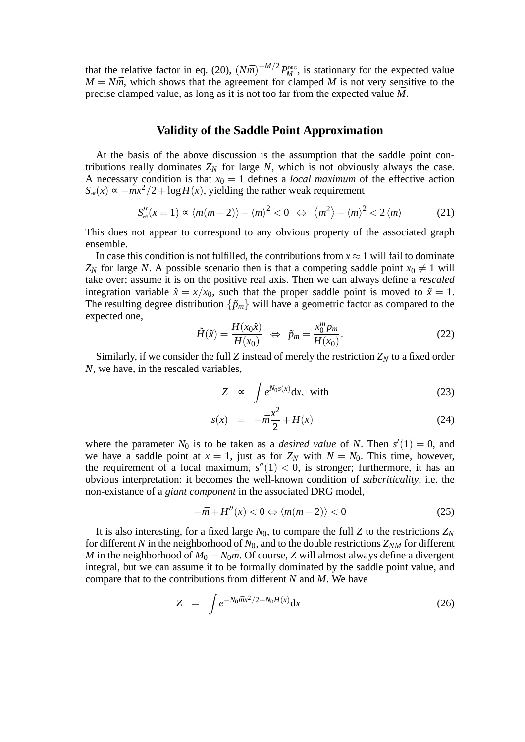that the relative factor in eq. (20), $(N\bar{m})^{-M/2} P_M^{\text{DRG}}$, is stationary for the expected value $M = N\bar{m}$, which shows that the agreement for clamped $M$ is not very sensitive to the precise clamped value, as long as it is not too far from the expected value $\bar{M}$.

## Validity of the Saddle Point Approximation

At the basis of the above discussion is the assumption that the saddle point contributions really dominates $Z_N$ for large $N$, which is not obviously always the case. A necessary condition is that $x_0 = 1$ defines a *local maximum* of the effective action $S_{\text{eff}}(x) \propto -\bar{m}x^2/2 + \log H(x)$, yielding the rather weak requirement

$$S''_{\text{eff}}(x=1) \propto \langle m(m-2)\rangle - \langle m\rangle^2 < 0 \;\Leftrightarrow\; \langle m^2\rangle - \langle m\rangle^2 < 2\langle m\rangle \tag{21}$$

This does not appear to correspond to any obvious property of the associated graph ensemble.

In case this condition is not fulfilled, the contributions from $x \approx 1$ will fail to dominate $Z_N$ for large $N$. A possible scenario then is that a competing saddle point $x_0 \neq 1$ will take over; assume it is on the positive real axis. Then we can always define a *rescaled* integration variable $\tilde{x} = x/x_0$, such that the proper saddle point is moved to $\tilde{x} = 1$. The resulting degree distribution $\{\tilde{p}_m\}$ will have a geometric factor as compared to the expected one,

$$\tilde{H}(\tilde{x}) = \frac{H(x_0\tilde{x})}{H(x_0)} \;\Leftrightarrow\; \tilde{p}_m = \frac{x_0^m p_m}{H(x_0)}. \tag{22}$$

Similarly, if we consider the full $Z$ instead of merely the restriction $Z_N$ to a fixed order $N$, we have, in the rescaled variables,

$$Z \;\propto\; \int e^{N_0 s(x)} \mathrm{d}x, \;\text{ with} \tag{23}$$

$$s(x) \;=\; -\bar{m}\frac{x^2}{2} + H(x) \tag{24}$$

where the parameter $N_0$ is to be taken as a *desired value* of $N$. Then $s'(1) = 0$, and we have a saddle point at $x = 1$, just as for $Z_N$ with $N = N_0$. This time, however, the requirement of a local maximum, $s''(1) < 0$, is stronger; furthermore, it has an obvious interpretation: it becomes the well-known condition of *subcriticality*, i.e. the non-existance of a *giant component* in the associated DRG model,

$$-\bar{m} + H''(x) < 0 \Leftrightarrow \langle m(m-2)\rangle < 0 \tag{25}$$

It is also interesting, for a fixed large $N_0$, to compare the full $Z$ to the restrictions $Z_N$ for different $N$ in the neighborhood of $N_0$, and to the double restrictions $Z_{NM}$ for different $M$ in the neighborhood of $M_0 = N_0\bar{m}$. Of course, $Z$ will almost always define a divergent integral, but we can assume it to be formally dominated by the saddle point value, and compare that to the contributions from different $N$ and $M$. We have

$$Z \;=\; \int e^{-N_0\bar{m}x^2/2 + N_0 H(x)} \mathrm{d}x \tag{26}$$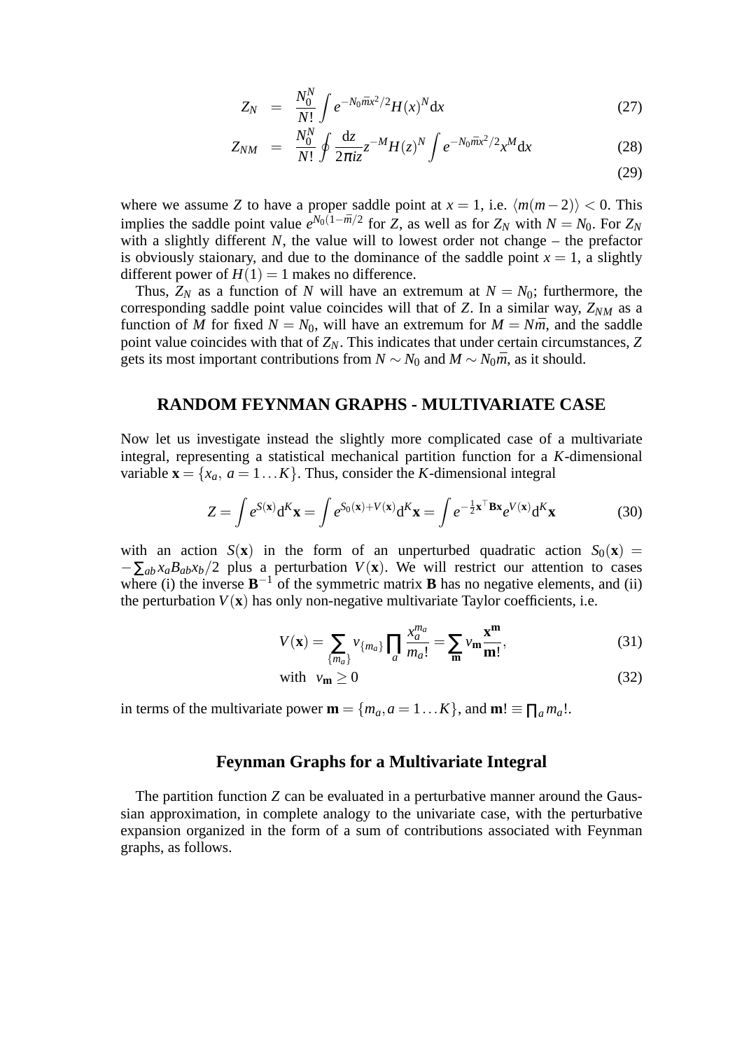$$Z_N = \frac{N_0^N}{N!} \int e^{-N_0 \bar{m} x^2/2} H(x)^N \mathrm{d}x \tag{27}$$

$$Z_{NM} = \frac{N_0^N}{N!} \oint \frac{\mathrm{d}z}{2\pi i z} z^{-M} H(z)^N \int e^{-N_0 \bar{m} x^2/2} x^M \mathrm{d}x \tag{28}$$

$$\tag{29}$$

where we assume $Z$ to have a proper saddle point at $x = 1$, i.e. $\langle m(m-2) \rangle < 0$. This implies the saddle point value $e^{N_0(1-\bar{m}/2}$ for $Z$, as well as for $Z_N$ with $N = N_0$. For $Z_N$ with a slightly different $N$, the value will to lowest order not change – the prefactor is obviously staionary, and due to the dominance of the saddle point $x = 1$, a slightly different power of $H(1) = 1$ makes no difference.

Thus, $Z_N$ as a function of $N$ will have an extremum at $N = N_0$; furthermore, the corresponding saddle point value coincides will that of $Z$. In a similar way, $Z_{NM}$ as a function of $M$ for fixed $N = N_0$, will have an extremum for $M = N\bar{m}$, and the saddle point value coincides with that of $Z_N$. This indicates that under certain circumstances, $Z$ gets its most important contributions from $N \sim N_0$ and $M \sim N_0\bar{m}$, as it should.

## RANDOM FEYNMAN GRAPHS - MULTIVARIATE CASE

Now let us investigate instead the slightly more complicated case of a multivariate integral, representing a statistical mechanical partition function for a $K$-dimensional variable $\mathbf{x} = \{x_a,\ a = 1 \dots K\}$. Thus, consider the $K$-dimensional integral

$$Z = \int e^{S(\mathbf{x})} \mathrm{d}^K \mathbf{x} = \int e^{S_0(\mathbf{x}) + V(\mathbf{x})} \mathrm{d}^K \mathbf{x} = \int e^{-\frac{1}{2}\mathbf{x}^\top \mathbf{B} \mathbf{x}} e^{V(\mathbf{x})} \mathrm{d}^K \mathbf{x} \tag{30}$$

with an action $S(\mathbf{x})$ in the form of an unperturbed quadratic action $S_0(\mathbf{x}) = -\sum_{ab} x_a B_{ab} x_b / 2$ plus a perturbation $V(\mathbf{x})$. We will restrict our attention to cases where (i) the inverse $\mathbf{B}^{-1}$ of the symmetric matrix $\mathbf{B}$ has no negative elements, and (ii) the perturbation $V(\mathbf{x})$ has only non-negative multivariate Taylor coefficients, i.e.

$$V(\mathbf{x}) = \sum_{\{m_a\}} v_{\{m_a\}} \prod_a \frac{x_a^{m_a}}{m_a!} = \sum_{\mathbf{m}} v_{\mathbf{m}} \frac{\mathbf{x}^{\mathbf{m}}}{\mathbf{m}!}, \tag{31}$$

$$\text{with} \quad v_{\mathbf{m}} \geq 0 \tag{32}$$

in terms of the multivariate power $\mathbf{m} = \{m_a, a = 1 \dots K\}$, and $\mathbf{m}! \equiv \prod_a m_a!$.

### Feynman Graphs for a Multivariate Integral

The partition function $Z$ can be evaluated in a perturbative manner around the Gaussian approximation, in complete analogy to the univariate case, with the perturbative expansion organized in the form of a sum of contributions associated with Feynman graphs, as follows.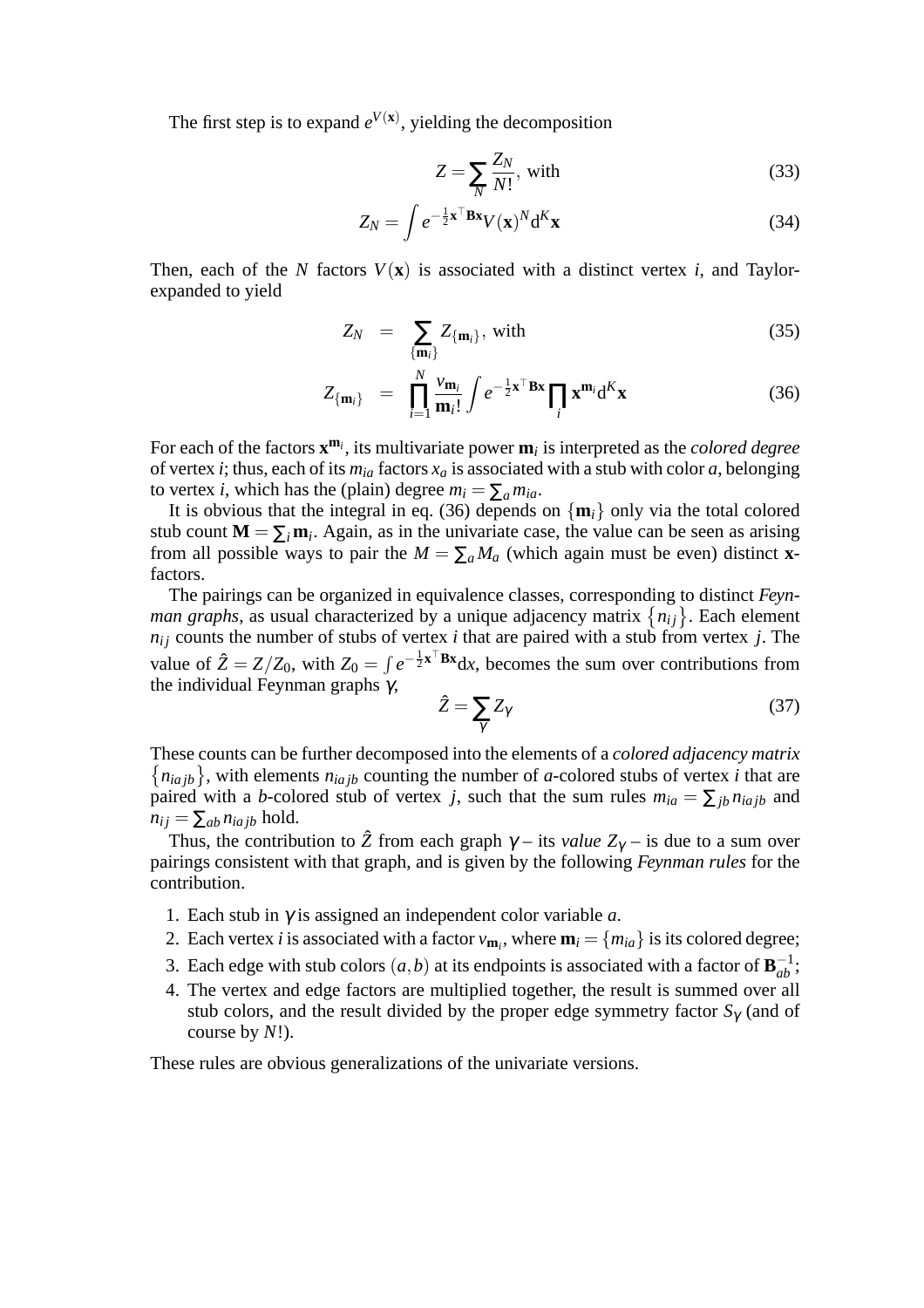The first step is to expand $e^{V(\mathbf{x})}$, yielding the decomposition

$$Z = \sum_N \frac{Z_N}{N!}, \text{ with} \tag{33}$$

$$Z_N = \int e^{-\frac{1}{2}\mathbf{x}^\top \mathbf{B}\mathbf{x}} V(\mathbf{x})^N \mathrm{d}^K \mathbf{x} \tag{34}$$

Then, each of the $N$ factors $V(\mathbf{x})$ is associated with a distinct vertex $i$, and Taylor-expanded to yield

$$Z_N = \sum_{\{\mathbf{m}_i\}} Z_{\{\mathbf{m}_i\}}, \text{ with} \tag{35}$$

$$Z_{\{\mathbf{m}_i\}} = \prod_{i=1}^{N} \frac{v_{\mathbf{m}_i}}{\mathbf{m}_i!} \int e^{-\frac{1}{2}\mathbf{x}^\top \mathbf{B}\mathbf{x}} \prod_i \mathbf{x}^{\mathbf{m}_i} \mathrm{d}^K \mathbf{x} \tag{36}$$

For each of the factors $\mathbf{x}^{\mathbf{m}_i}$, its multivariate power $\mathbf{m}_i$ is interpreted as the *colored degree* of vertex $i$; thus, each of its $m_{ia}$ factors $x_a$ is associated with a stub with color $a$, belonging to vertex $i$, which has the (plain) degree $m_i = \sum_a m_{ia}$.

It is obvious that the integral in eq. (36) depends on $\{\mathbf{m}_i\}$ only via the total colored stub count $\mathbf{M} = \sum_i \mathbf{m}_i$. Again, as in the univariate case, the value can be seen as arising from all possible ways to pair the $M = \sum_a M_a$ (which again must be even) distinct $\mathbf{x}$-factors.

The pairings can be organized in equivalence classes, corresponding to distinct *Feynman graphs*, as usual characterized by a unique adjacency matrix $\{n_{ij}\}$. Each element $n_{ij}$ counts the number of stubs of vertex $i$ that are paired with a stub from vertex $j$. The value of $\hat{Z} = Z/Z_0$, with $Z_0 = \int e^{-\frac{1}{2}\mathbf{x}^\top \mathbf{B}\mathbf{x}} \mathrm{d}x$, becomes the sum over contributions from the individual Feynman graphs $\gamma$,

$$\hat{Z} = \sum_\gamma Z_\gamma \tag{37}$$

These counts can be further decomposed into the elements of a *colored adjacency matrix* $\{n_{iajb}\}$, with elements $n_{iajb}$ counting the number of $a$-colored stubs of vertex $i$ that are paired with a $b$-colored stub of vertex $j$, such that the sum rules $m_{ia} = \sum_{jb} n_{iajb}$ and $n_{ij} = \sum_{ab} n_{iajb}$ hold.

Thus, the contribution to $\hat{Z}$ from each graph $\gamma$ – its *value* $Z_\gamma$ – is due to a sum over pairings consistent with that graph, and is given by the following *Feynman rules* for the contribution.

1. Each stub in $\gamma$ is assigned an independent color variable $a$.
2. Each vertex $i$ is associated with a factor $v_{\mathbf{m}_i}$, where $\mathbf{m}_i = \{m_{ia}\}$ is its colored degree;
3. Each edge with stub colors $(a,b)$ at its endpoints is associated with a factor of $\mathbf{B}^{-1}_{ab}$;
4. The vertex and edge factors are multiplied together, the result is summed over all stub colors, and the result divided by the proper edge symmetry factor $S_\gamma$ (and of course by $N!$).

These rules are obvious generalizations of the univariate versions.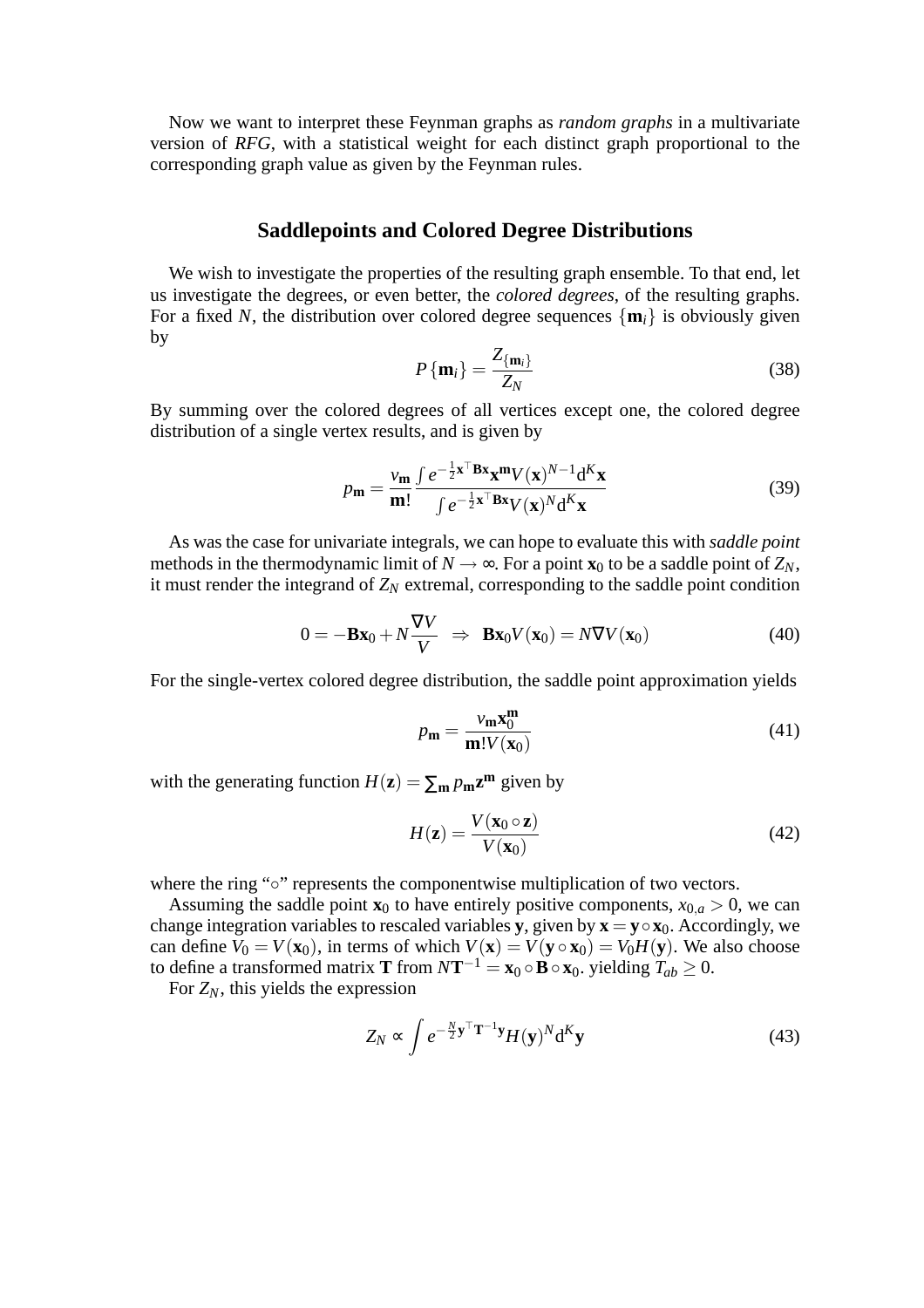Now we want to interpret these Feynman graphs as *random graphs* in a multivariate version of *RFG*, with a statistical weight for each distinct graph proportional to the corresponding graph value as given by the Feynman rules.

## Saddlepoints and Colored Degree Distributions

We wish to investigate the properties of the resulting graph ensemble. To that end, let us investigate the degrees, or even better, the *colored degrees*, of the resulting graphs. For a fixed $N$, the distribution over colored degree sequences $\{\mathbf{m}_i\}$ is obviously given by

$$P\{\mathbf{m}_i\} = \frac{Z_{\{\mathbf{m}_i\}}}{Z_N} \tag{38}$$

By summing over the colored degrees of all vertices except one, the colored degree distribution of a single vertex results, and is given by

$$p_{\mathbf{m}} = \frac{v_{\mathbf{m}}}{\mathbf{m}!} \frac{\int e^{-\frac{1}{2}\mathbf{x}^\top \mathbf{B}\mathbf{x}} \mathbf{x}^{\mathbf{m}} V(\mathbf{x})^{N-1} \mathrm{d}^K\mathbf{x}}{\int e^{-\frac{1}{2}\mathbf{x}^\top \mathbf{B}\mathbf{x}} V(\mathbf{x})^{N} \mathrm{d}^K\mathbf{x}} \tag{39}$$

As was the case for univariate integrals, we can hope to evaluate this with *saddle point* methods in the thermodynamic limit of $N \to \infty$. For a point $\mathbf{x}_0$ to be a saddle point of $Z_N$, it must render the integrand of $Z_N$ extremal, corresponding to the saddle point condition

$$0 = -\mathbf{B}\mathbf{x}_0 + N\frac{\nabla V}{V} \;\; \Rightarrow \;\; \mathbf{B}\mathbf{x}_0 V(\mathbf{x}_0) = N\nabla V(\mathbf{x}_0) \tag{40}$$

For the single-vertex colored degree distribution, the saddle point approximation yields

$$p_{\mathbf{m}} = \frac{v_{\mathbf{m}} \mathbf{x}_0^{\mathbf{m}}}{\mathbf{m}! V(\mathbf{x}_0)} \tag{41}$$

with the generating function $H(\mathbf{z}) = \sum_{\mathbf{m}} p_{\mathbf{m}} \mathbf{z}^{\mathbf{m}}$ given by

$$H(\mathbf{z}) = \frac{V(\mathbf{x}_0 \circ \mathbf{z})}{V(\mathbf{x}_0)} \tag{42}$$

where the ring "$\circ$" represents the componentwise multiplication of two vectors.

Assuming the saddle point $\mathbf{x}_0$ to have entirely positive components, $x_{0,a} > 0$, we can change integration variables to rescaled variables $\mathbf{y}$, given by $\mathbf{x} = \mathbf{y} \circ \mathbf{x}_0$. Accordingly, we can define $V_0 = V(\mathbf{x}_0)$, in terms of which $V(\mathbf{x}) = V(\mathbf{y} \circ \mathbf{x}_0) = V_0 H(\mathbf{y})$. We also choose to define a transformed matrix $\mathbf{T}$ from $N\mathbf{T}^{-1} = \mathbf{x}_0 \circ \mathbf{B} \circ \mathbf{x}_0$. yielding $T_{ab} \geq 0$.

For $Z_N$, this yields the expression

$$Z_N \propto \int e^{-\frac{N}{2}\mathbf{y}^\top \mathbf{T}^{-1}\mathbf{y}} H(\mathbf{y})^N \mathrm{d}^K\mathbf{y} \tag{43}$$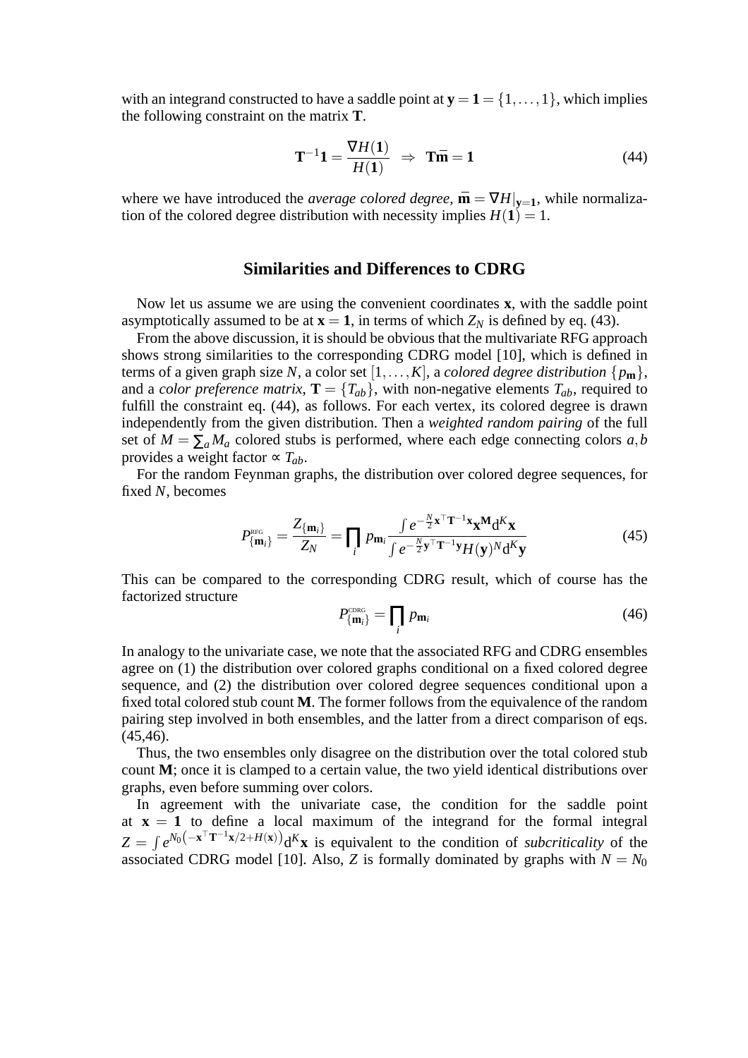with an integrand constructed to have a saddle point at $\mathbf{y} = \mathbf{1} = \{1, \ldots, 1\}$, which implies the following constraint on the matrix $\mathbf{T}$.

$$\mathbf{T}^{-1}\mathbf{1} = \frac{\nabla H(\mathbf{1})}{H(\mathbf{1})} \;\;\Rightarrow\;\; \mathbf{T}\bar{\mathbf{m}} = \mathbf{1} \tag{44}$$

where we have introduced the *average colored degree*, $\bar{\mathbf{m}} = \nabla H|_{\mathbf{y}=\mathbf{1}}$, while normalization of the colored degree distribution with necessity implies $H(\mathbf{1}) = 1$.

## Similarities and Differences to CDRG

Now let us assume we are using the convenient coordinates $\mathbf{x}$, with the saddle point asymptotically assumed to be at $\mathbf{x} = \mathbf{1}$, in terms of which $Z_N$ is defined by eq. (43).

From the above discussion, it is should be obvious that the multivariate RFG approach shows strong similarities to the corresponding CDRG model [10], which is defined in terms of a given graph size $N$, a color set $[1, \ldots, K]$, a *colored degree distribution* $\{p_{\mathbf{m}}\}$, and a *color preference matrix*, $\mathbf{T} = \{T_{ab}\}$, with non-negative elements $T_{ab}$, required to fulfill the constraint eq. (44), as follows. For each vertex, its colored degree is drawn independently from the given distribution. Then a *weighted random pairing* of the full set of $M = \sum_a M_a$ colored stubs is performed, where each edge connecting colors $a, b$ provides a weight factor $\propto T_{ab}$.

For the random Feynman graphs, the distribution over colored degree sequences, for fixed $N$, becomes

$$P^{\text{RFG}}_{\{\mathbf{m}_i\}} = \frac{Z_{\{\mathbf{m}_i\}}}{Z_N} = \prod_i p_{\mathbf{m}_i} \frac{\int e^{-\frac{N}{2}\mathbf{x}^\top \mathbf{T}^{-1}\mathbf{x}} \mathbf{x}^{\mathbf{M}} \mathrm{d}^K\mathbf{x}}{\int e^{-\frac{N}{2}\mathbf{y}^\top \mathbf{T}^{-1}\mathbf{y}} H(\mathbf{y})^N \mathrm{d}^K\mathbf{y}} \tag{45}$$

This can be compared to the corresponding CDRG result, which of course has the factorized structure

$$P^{\text{CDRG}}_{\{\mathbf{m}_i\}} = \prod_i p_{\mathbf{m}_i} \tag{46}$$

In analogy to the univariate case, we note that the associated RFG and CDRG ensembles agree on (1) the distribution over colored graphs conditional on a fixed colored degree sequence, and (2) the distribution over colored degree sequences conditional upon a fixed total colored stub count $\mathbf{M}$. The former follows from the equivalence of the random pairing step involved in both ensembles, and the latter from a direct comparison of eqs. (45,46).

Thus, the two ensembles only disagree on the distribution over the total colored stub count $\mathbf{M}$; once it is clamped to a certain value, the two yield identical distributions over graphs, even before summing over colors.

In agreement with the univariate case, the condition for the saddle point at $\mathbf{x} = \mathbf{1}$ to define a local maximum of the integrand for the formal integral $Z = \int e^{N_0\left(-\mathbf{x}^\top \mathbf{T}^{-1}\mathbf{x}/2 + H(\mathbf{x})\right)} \mathrm{d}^K\mathbf{x}$ is equivalent to the condition of *subcriticality* of the associated CDRG model [10]. Also, $Z$ is formally dominated by graphs with $N = N_0$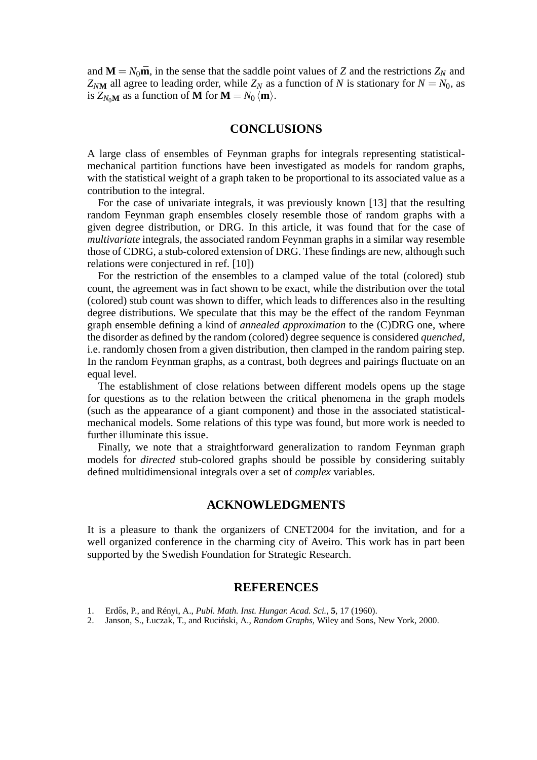and $\mathbf{M} = N_0\bar{\mathbf{m}}$, in the sense that the saddle point values of $Z$ and the restrictions $Z_N$ and $Z_{N\mathbf{M}}$ all agree to leading order, while $Z_N$ as a function of $N$ is stationary for $N = N_0$, as is $Z_{N_0\mathbf{M}}$ as a function of $\mathbf{M}$ for $\mathbf{M} = N_0 \langle \mathbf{m} \rangle$.

## CONCLUSIONS

A large class of ensembles of Feynman graphs for integrals representing statistical-mechanical partition functions have been investigated as models for random graphs, with the statistical weight of a graph taken to be proportional to its associated value as a contribution to the integral.

For the case of univariate integrals, it was previously known [13] that the resulting random Feynman graph ensembles closely resemble those of random graphs with a given degree distribution, or DRG. In this article, it was found that for the case of *multivariate* integrals, the associated random Feynman graphs in a similar way resemble those of CDRG, a stub-colored extension of DRG. These findings are new, although such relations were conjectured in ref. [10])

For the restriction of the ensembles to a clamped value of the total (colored) stub count, the agreement was in fact shown to be exact, while the distribution over the total (colored) stub count was shown to differ, which leads to differences also in the resulting degree distributions. We speculate that this may be the effect of the random Feynman graph ensemble defining a kind of *annealed approximation* to the (C)DRG one, where the disorder as defined by the random (colored) degree sequence is considered *quenched*, i.e. randomly chosen from a given distribution, then clamped in the random pairing step. In the random Feynman graphs, as a contrast, both degrees and pairings fluctuate on an equal level.

The establishment of close relations between different models opens up the stage for questions as to the relation between the critical phenomena in the graph models (such as the appearance of a giant component) and those in the associated statistical-mechanical models. Some relations of this type was found, but more work is needed to further illuminate this issue.

Finally, we note that a straightforward generalization to random Feynman graph models for *directed* stub-colored graphs should be possible by considering suitably defined multidimensional integrals over a set of *complex* variables.

## ACKNOWLEDGMENTS

It is a pleasure to thank the organizers of CNET2004 for the invitation, and for a well organized conference in the charming city of Aveiro. This work has in part been supported by the Swedish Foundation for Strategic Research.

## REFERENCES

1. Erdős, P., and Rényi, A., *Publ. Math. Inst. Hungar. Acad. Sci.*, **5**, 17 (1960).
2. Janson, S., Łuczak, T., and Ruciński, A., *Random Graphs*, Wiley and Sons, New York, 2000.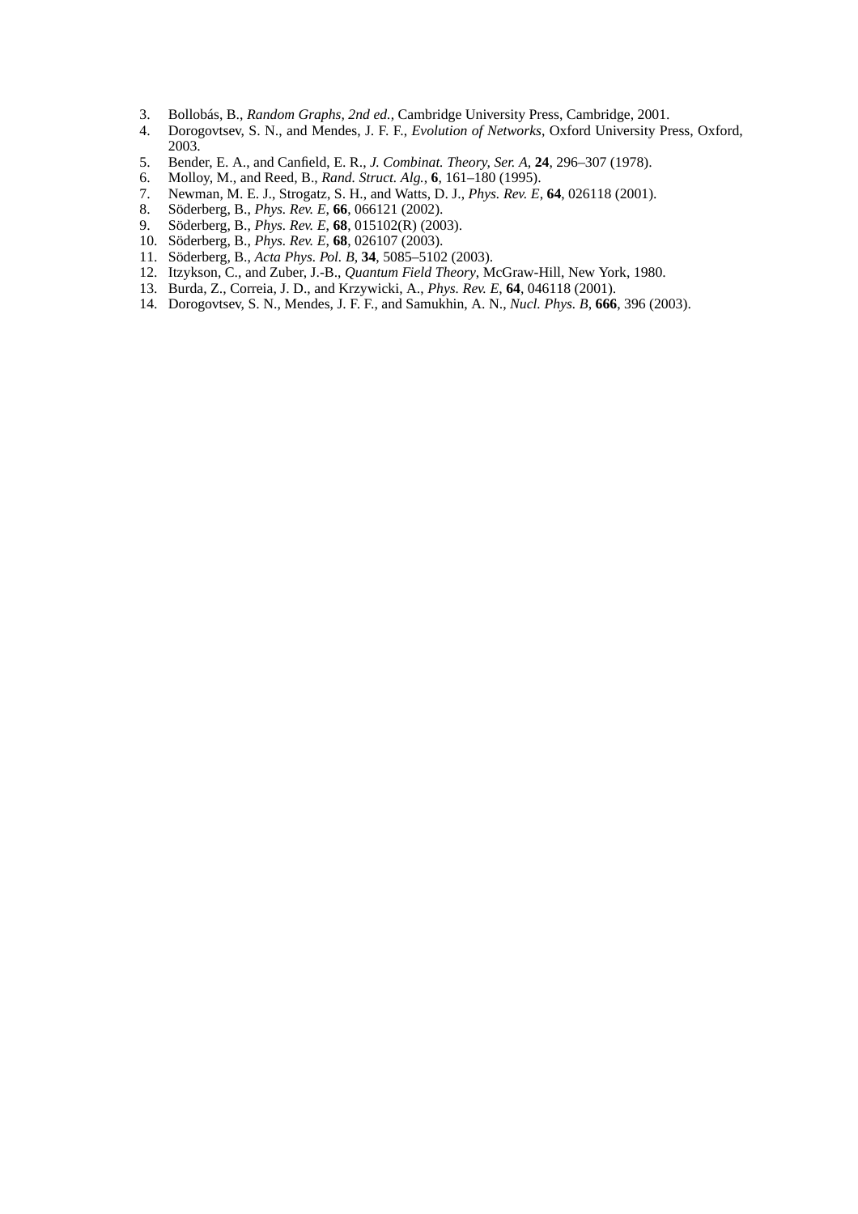3. Bollobás, B., *Random Graphs, 2nd ed.*, Cambridge University Press, Cambridge, 2001.
4. Dorogovtsev, S. N., and Mendes, J. F. F., *Evolution of Networks*, Oxford University Press, Oxford, 2003.
5. Bender, E. A., and Canfield, E. R., *J. Combinat. Theory, Ser. A*, **24**, 296–307 (1978).
6. Molloy, M., and Reed, B., *Rand. Struct. Alg.*, **6**, 161–180 (1995).
7. Newman, M. E. J., Strogatz, S. H., and Watts, D. J., *Phys. Rev. E*, **64**, 026118 (2001).
8. Söderberg, B., *Phys. Rev. E*, **66**, 066121 (2002).
9. Söderberg, B., *Phys. Rev. E*, **68**, 015102(R) (2003).
10. Söderberg, B., *Phys. Rev. E*, **68**, 026107 (2003).
11. Söderberg, B., *Acta Phys. Pol. B*, **34**, 5085–5102 (2003).
12. Itzykson, C., and Zuber, J.-B., *Quantum Field Theory*, McGraw-Hill, New York, 1980.
13. Burda, Z., Correia, J. D., and Krzywicki, A., *Phys. Rev. E*, **64**, 046118 (2001).
14. Dorogovtsev, S. N., Mendes, J. F. F., and Samukhin, A. N., *Nucl. Phys. B*, **666**, 396 (2003).